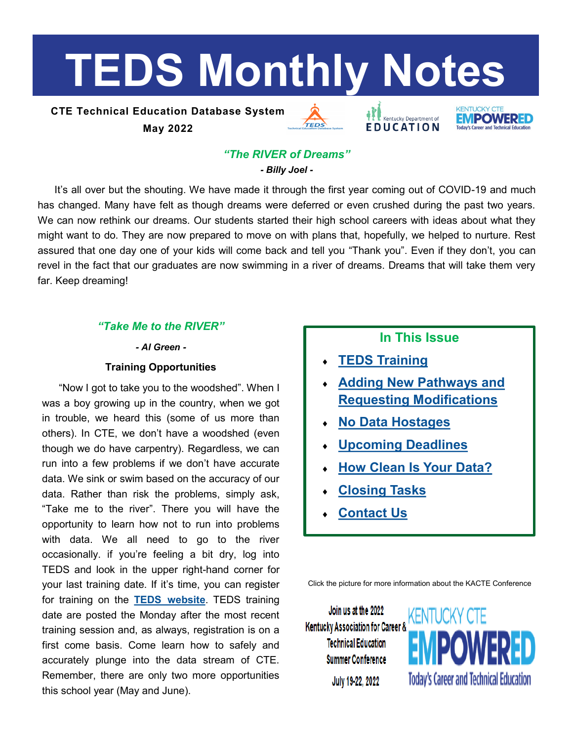# TEDS Monthly Notes

**CTE Technical Education Database System**

**May 2022**

### *"The RIVER of Dreams"*

***- Billy Joel -***

It's all over but the shouting. We have made it through the first year coming out of COVID-19 and much has changed. Many have felt as though dreams were deferred or even crushed during the past two years. We can now rethink our dreams. Our students started their high school careers with ideas about what they might want to do. They are now prepared to move on with plans that, hopefully, we helped to nurture. Rest assured that one day one of your kids will come back and tell you "Thank you". Even if they don't, you can revel in the fact that our graduates are now swimming in a river of dreams. Dreams that will take them very far. Keep dreaming!

### *"Take Me to the RIVER"*

***- Al Green -***

**Training Opportunities**

"Now I got to take you to the woodshed". When I was a boy growing up in the country, when we got in trouble, we heard this (some of us more than others). In CTE, we don't have a woodshed (even though we do have carpentry). Regardless, we can run into a few problems if we don't have accurate data. We sink or swim based on the accuracy of our data. Rather than risk the problems, simply ask, "Take me to the river". There you will have the opportunity to learn how not to run into problems with data. We all need to go to the river occasionally. if you're feeling a bit dry, log into TEDS and look in the upper right-hand corner for your last training date. If it's time, you can register for training on the **TEDS website**. TEDS training date are posted the Monday after the most recent training session and, as always, registration is on a first come basis. Come learn how to safely and accurately plunge into the data stream of CTE. Remember, there are only two more opportunities this school year (May and June).

## In This Issue

- TEDS Training
- Adding New Pathways and Requesting Modifications
- No Data Hostages
- Upcoming Deadlines
- How Clean Is Your Data?
- Closing Tasks
- Contact Us

Click the picture for more information about the KACTE Conference

Join us at the 2022 Kentucky Association for Career & Technical Education Summer Conference

July 19-22, 2022

KENTUCKY CTE EMPOWERED Today's Career and Technical Education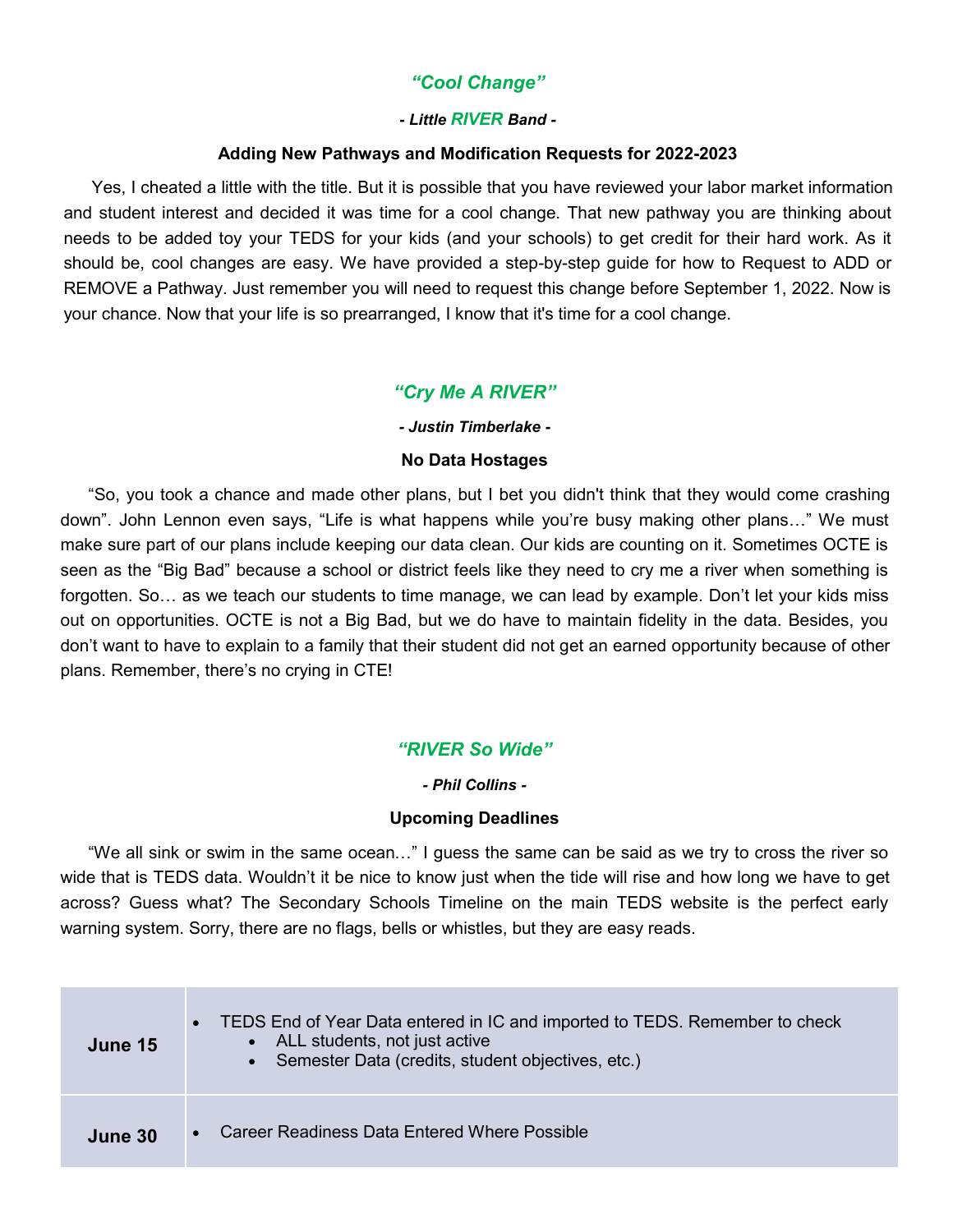### *“Cool Change”*

***- Little RIVER Band -***

**Adding New Pathways and Modification Requests for 2022-2023**

Yes, I cheated a little with the title. But it is possible that you have reviewed your labor market information and student interest and decided it was time for a cool change. That new pathway you are thinking about needs to be added toy your TEDS for your kids (and your schools) to get credit for their hard work. As it should be, cool changes are easy. We have provided a step-by-step guide for how to Request to ADD or REMOVE a Pathway. Just remember you will need to request this change before September 1, 2022. Now is your chance. Now that your life is so prearranged, I know that it's time for a cool change.

### *“Cry Me A RIVER”*

***- Justin Timberlake -***

**No Data Hostages**

“So, you took a chance and made other plans, but I bet you didn't think that they would come crashing down”. John Lennon even says, “Life is what happens while you’re busy making other plans…” We must make sure part of our plans include keeping our data clean. Our kids are counting on it. Sometimes OCTE is seen as the “Big Bad” because a school or district feels like they need to cry me a river when something is forgotten. So… as we teach our students to time manage, we can lead by example. Don’t let your kids miss out on opportunities. OCTE is not a Big Bad, but we do have to maintain fidelity in the data. Besides, you don’t want to have to explain to a family that their student did not get an earned opportunity because of other plans. Remember, there’s no crying in CTE!

### *“RIVER So Wide”*

***- Phil Collins -***

**Upcoming Deadlines**

“We all sink or swim in the same ocean…” I guess the same can be said as we try to cross the river so wide that is TEDS data. Wouldn’t it be nice to know just when the tide will rise and how long we have to get across? Guess what? The Secondary Schools Timeline on the main TEDS website is the perfect early warning system. Sorry, there are no flags, bells or whistles, but they are easy reads.

| | |
|---|---|
| **June 15** | • TEDS End of Year Data entered in IC and imported to TEDS. Remember to check<br>◦ ALL students, not just active<br>◦ Semester Data (credits, student objectives, etc.) |
| **June 30** | • Career Readiness Data Entered Where Possible |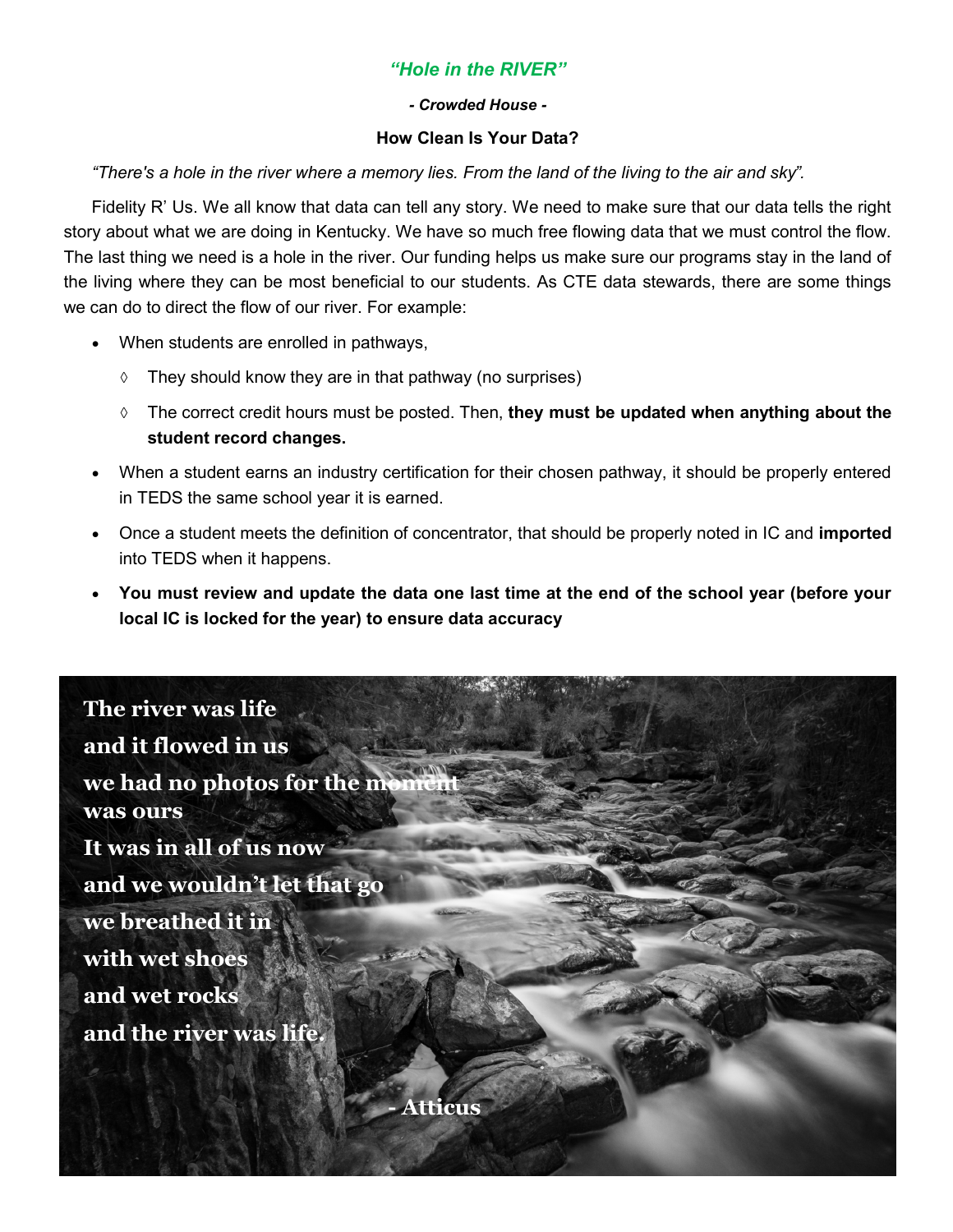## *"Hole in the RIVER"*

***- Crowded House -***

### How Clean Is Your Data?

*"There's a hole in the river where a memory lies. From the land of the living to the air and sky".*

Fidelity R' Us. We all know that data can tell any story. We need to make sure that our data tells the right story about what we are doing in Kentucky. We have so much free flowing data that we must control the flow. The last thing we need is a hole in the river. Our funding helps us make sure our programs stay in the land of the living where they can be most beneficial to our students. As CTE data stewards, there are some things we can do to direct the flow of our river. For example:

- When students are enrolled in pathways,
  - ◊ They should know they are in that pathway (no surprises)
  - ◊ The correct credit hours must be posted. Then, **they must be updated when anything about the student record changes.**
- When a student earns an industry certification for their chosen pathway, it should be properly entered in TEDS the same school year it is earned.
- Once a student meets the definition of concentrator, that should be properly noted in IC and **imported** into TEDS when it happens.
- **You must review and update the data one last time at the end of the school year (before your local IC is locked for the year) to ensure data accuracy**

**The river was life**
**and it flowed in us**
**we had no photos for the moment**
**was ours**
**It was in all of us now**
**and we wouldn't let that go**
**we breathed it in**
**with wet shoes**
**and wet rocks**
**and the river was life.**

**- Atticus**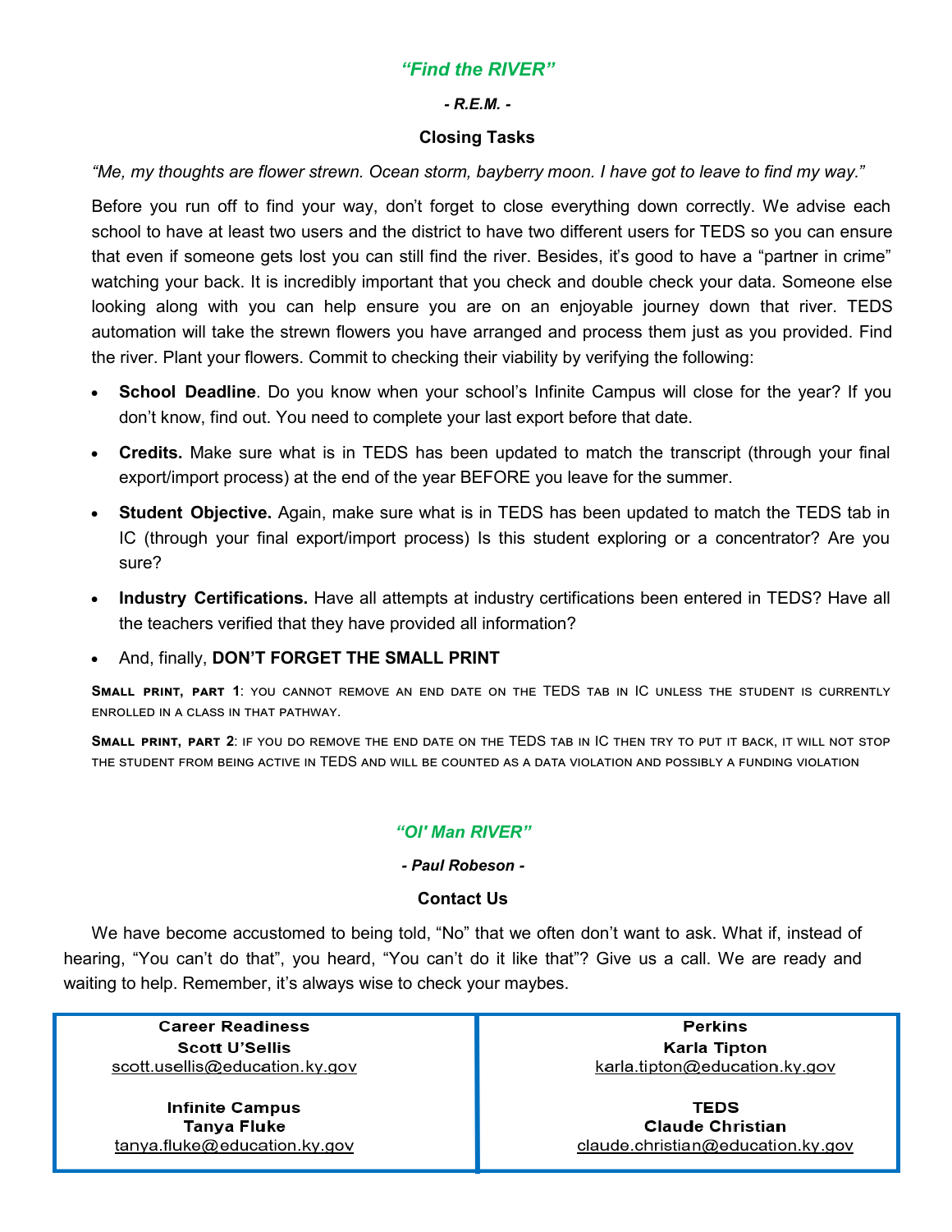## *“Find the RIVER”*

***- R.E.M. -***

### Closing Tasks

*“Me, my thoughts are flower strewn. Ocean storm, bayberry moon. I have got to leave to find my way.”*

Before you run off to find your way, don’t forget to close everything down correctly. We advise each school to have at least two users and the district to have two different users for TEDS so you can ensure that even if someone gets lost you can still find the river. Besides, it’s good to have a “partner in crime” watching your back. It is incredibly important that you check and double check your data. Someone else looking along with you can help ensure you are on an enjoyable journey down that river. TEDS automation will take the strewn flowers you have arranged and process them just as you provided. Find the river. Plant your flowers. Commit to checking their viability by verifying the following:

- **School Deadline**. Do you know when your school’s Infinite Campus will close for the year? If you don’t know, find out. You need to complete your last export before that date.
- **Credits.** Make sure what is in TEDS has been updated to match the transcript (through your final export/import process) at the end of the year BEFORE you leave for the summer.
- **Student Objective.** Again, make sure what is in TEDS has been updated to match the TEDS tab in IC (through your final export/import process) Is this student exploring or a concentrator? Are you sure?
- **Industry Certifications.** Have all attempts at industry certifications been entered in TEDS? Have all the teachers verified that they have provided all information?
- And, finally, **DON’T FORGET THE SMALL PRINT**

**Small print, part 1**: you cannot remove an end date on the TEDS tab in IC unless the student is currently enrolled in a class in that pathway.

**Small print, part 2**: if you do remove the end date on the TEDS tab in IC then try to put it back, it will not stop the student from being active in TEDS and will be counted as a data violation and possibly a funding violation

## *“Ol’ Man RIVER”*

***- Paul Robeson -***

### Contact Us

We have become accustomed to being told, “No” that we often don’t want to ask. What if, instead of hearing, “You can’t do that”, you heard, “You can’t do it like that”? Give us a call. We are ready and waiting to help. Remember, it’s always wise to check your maybes.

| | |
|---|---|
| **Career Readiness**<br>**Scott U’Sellis**<br>scott.usellis@education.ky.gov | **Perkins**<br>**Karla Tipton**<br>karla.tipton@education.ky.gov |
| **Infinite Campus**<br>**Tanya Fluke**<br>tanya.fluke@education.ky.gov | **TEDS**<br>**Claude Christian**<br>claude.christian@education.ky.gov |